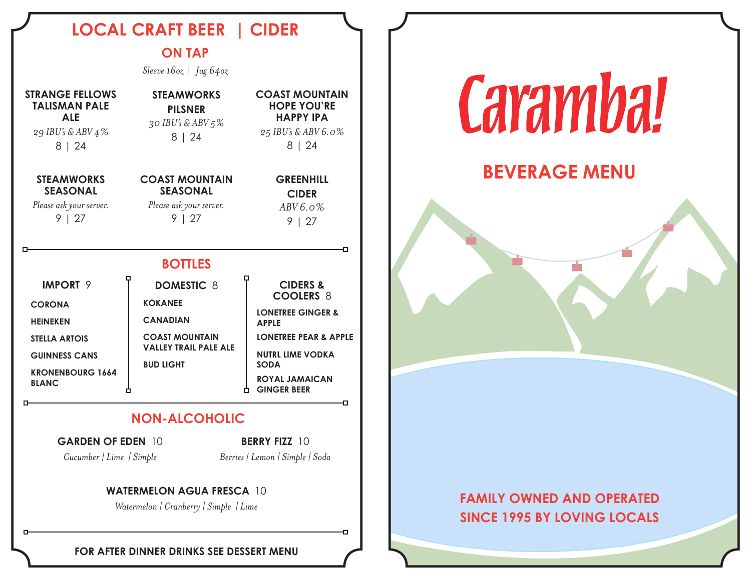# LOCAL CRAFT BEER | CIDER

## ON TAP

*Sleeve 16oz | Jug 64oz*

**STRANGE FELLOWS TALISMAN PALE ALE**
*29 IBU's & ABV 4%*
8 | 24

**STEAMWORKS PILSNER**
*30 IBU's & ABV 5%*
8 | 24

**COAST MOUNTAIN HOPE YOU'RE HAPPY IPA**
*25 IBU's & ABV 6.0%*
8 | 24

**STEAMWORKS SEASONAL**
*Please ask your server.*
9 | 27

**COAST MOUNTAIN SEASONAL**
*Please ask your server.*
9 | 27

**GREENHILL CIDER**
*ABV 6.0%*
9 | 27

## BOTTLES

### IMPORT 9

- CORONA
- HEINEKEN
- STELLA ARTOIS
- GUINNESS CANS
- KRONENBOURG 1664 BLANC

### DOMESTIC 8

- KOKANEE
- CANADIAN
- COAST MOUNTAIN VALLEY TRAIL PALE ALE
- BUD LIGHT

### CIDERS & COOLERS 8

- LONETREE GINGER & APPLE
- LONETREE PEAR & APPLE
- NUTRL LIME VODKA SODA
- ROYAL JAMAICAN GINGER BEER

## NON-ALCOHOLIC

**GARDEN OF EDEN** 10
*Cucumber | Lime | Simple*

**BERRY FIZZ** 10
*Berries | Lemon | Simple | Soda*

**WATERMELON AGUA FRESCA** 10
*Watermelon | Cranberry | Simple | Lime*

**FOR AFTER DINNER DRINKS SEE DESSERT MENU**

# Caramba!

## BEVERAGE MENU

**FAMILY OWNED AND OPERATED SINCE 1995 BY LOVING LOCALS**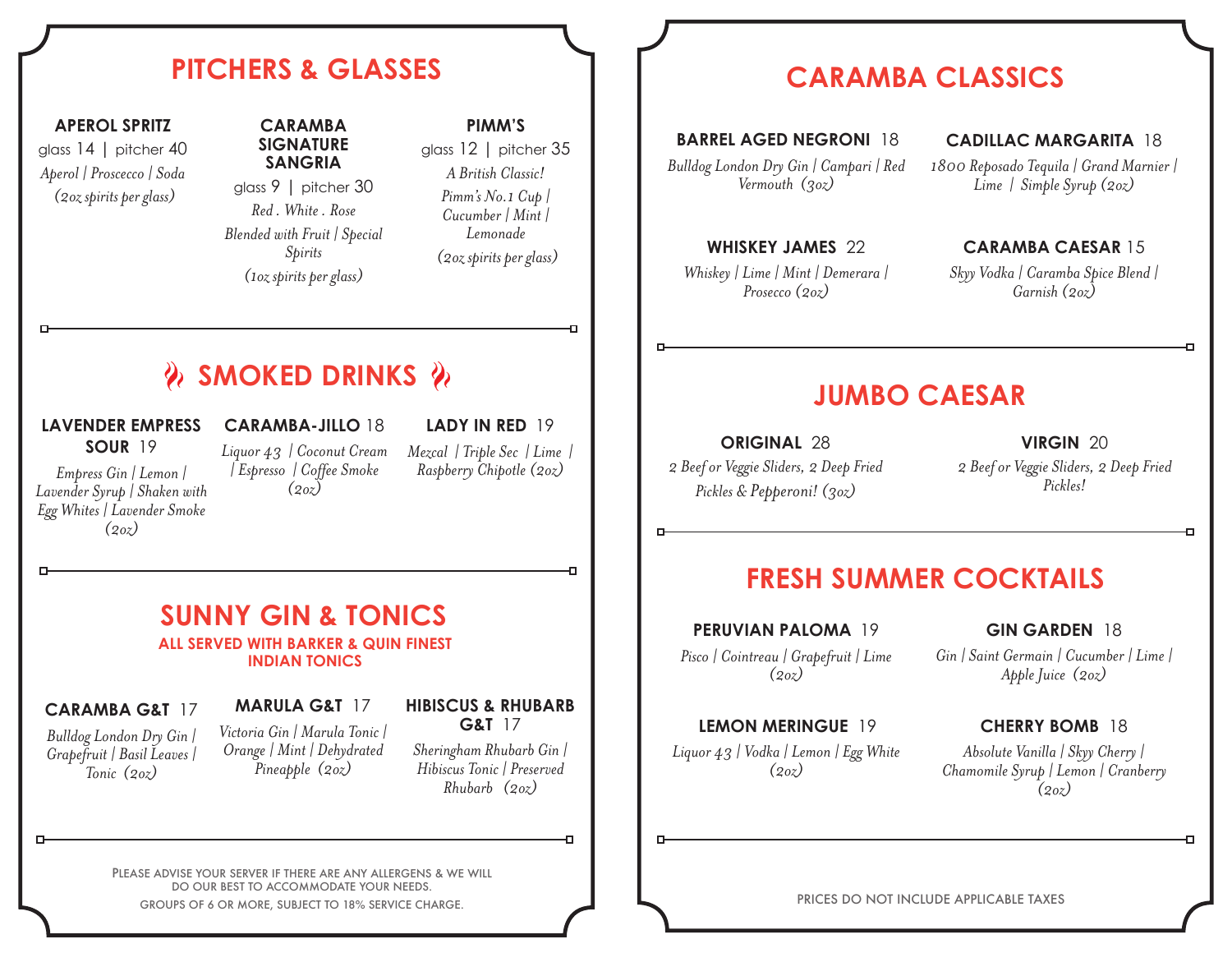## PITCHERS & GLASSES

**APEROL SPRITZ**
glass 14 | pitcher 40
*Aperol | Proscecco | Soda*
*(2oz spirits per glass)*

**CARAMBA SIGNATURE SANGRIA**
glass 9 | pitcher 30
*Red . White . Rose*
*Blended with Fruit | Special Spirits*
*(1oz spirits per glass)*

**PIMM'S**
glass 12 | pitcher 35
*A British Classic!*
*Pimm's No.1 Cup | Cucumber | Mint | Lemonade*
*(2oz spirits per glass)*

## SMOKED DRINKS

**LAVENDER EMPRESS SOUR** 19
*Empress Gin | Lemon | Lavender Syrup | Shaken with Egg Whites | Lavender Smoke (2oz)*

**CARAMBA-JILLO** 18
*Liquor 43 | Coconut Cream | Espresso | Coffee Smoke (2oz)*

**LADY IN RED** 19
*Mezcal | Triple Sec | Lime | Raspberry Chipotle (2oz)*

## SUNNY GIN & TONICS

**ALL SERVED WITH BARKER & QUIN FINEST INDIAN TONICS**

**CARAMBA G&T** 17
*Bulldog London Dry Gin | Grapefruit | Basil Leaves | Tonic (2oz)*

**MARULA G&T** 17
*Victoria Gin | Marula Tonic | Orange | Mint | Dehydrated Pineapple (2oz)*

**HIBISCUS & RHUBARB G&T** 17
*Sheringham Rhubarb Gin | Hibiscus Tonic | Preserved Rhubarb (2oz)*

PLEASE ADVISE YOUR SERVER IF THERE ARE ANY ALLERGENS & WE WILL DO OUR BEST TO ACCOMMODATE YOUR NEEDS.
GROUPS OF 6 OR MORE, SUBJECT TO 18% SERVICE CHARGE.

## CARAMBA CLASSICS

**BARREL AGED NEGRONI** 18
*Bulldog London Dry Gin | Campari | Red Vermouth (3oz)*

**CADILLAC MARGARITA** 18
*1800 Reposado Tequila | Grand Marnier | Lime | Simple Syrup (2oz)*

**WHISKEY JAMES** 22
*Whiskey | Lime | Mint | Demerara | Prosecco (2oz)*

**CARAMBA CAESAR** 15
*Skyy Vodka | Caramba Spice Blend | Garnish (2oz)*

## JUMBO CAESAR

**ORIGINAL** 28
*2 Beef or Veggie Sliders, 2 Deep Fried Pickles & Pepperoni! (3oz)*

**VIRGIN** 20
*2 Beef or Veggie Sliders, 2 Deep Fried Pickles!*

## FRESH SUMMER COCKTAILS

**PERUVIAN PALOMA** 19
*Pisco | Cointreau | Grapefruit | Lime (2oz)*

**GIN GARDEN** 18
*Gin | Saint Germain | Cucumber | Lime | Apple Juice (2oz)*

**LEMON MERINGUE** 19
*Liquor 43 | Vodka | Lemon | Egg White (2oz)*

**CHERRY BOMB** 18
*Absolute Vanilla | Skyy Cherry | Chamomile Syrup | Lemon | Cranberry (2oz)*

PRICES DO NOT INCLUDE APPLICABLE TAXES